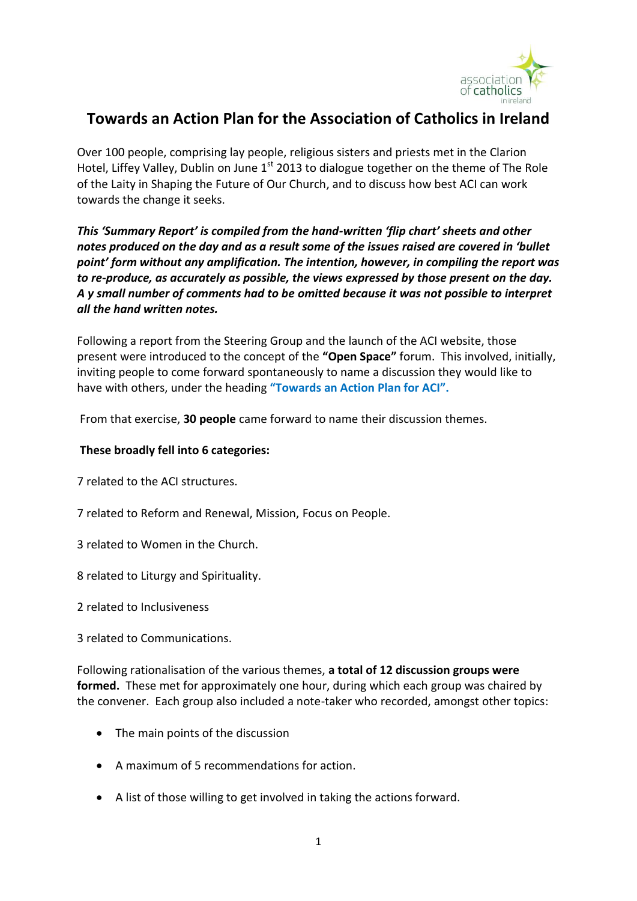# Towards an Action Plan for the Association of Catholics in Ireland

Over 100 people, comprising lay people, religious sisters and priests met in the Clarion Hotel, Liffey Valley, Dublin on June 1st 2013 to dialogue together on the theme of The Role of the Laity in Shaping the Future of Our Church, and to discuss how best ACI can work towards the change it seeks.

***This 'Summary Report' is compiled from the hand-written 'flip chart' sheets and other notes produced on the day and as a result some of the issues raised are covered in 'bullet point' form without any amplification. The intention, however, in compiling the report was to re-produce, as accurately as possible, the views expressed by those present on the day. A y small number of comments had to be omitted because it was not possible to interpret all the hand written notes.***

Following a report from the Steering Group and the launch of the ACI website, those present were introduced to the concept of the **"Open Space"** forum. This involved, initially, inviting people to come forward spontaneously to name a discussion they would like to have with others, under the heading **"Towards an Action Plan for ACI".**

From that exercise, **30 people** came forward to name their discussion themes.

**These broadly fell into 6 categories:**

7 related to the ACI structures.

7 related to Reform and Renewal, Mission, Focus on People.

3 related to Women in the Church.

8 related to Liturgy and Spirituality.

2 related to Inclusiveness

3 related to Communications.

Following rationalisation of the various themes, **a total of 12 discussion groups were formed.** These met for approximately one hour, during which each group was chaired by the convener. Each group also included a note-taker who recorded, amongst other topics:

- The main points of the discussion
- A maximum of 5 recommendations for action.
- A list of those willing to get involved in taking the actions forward.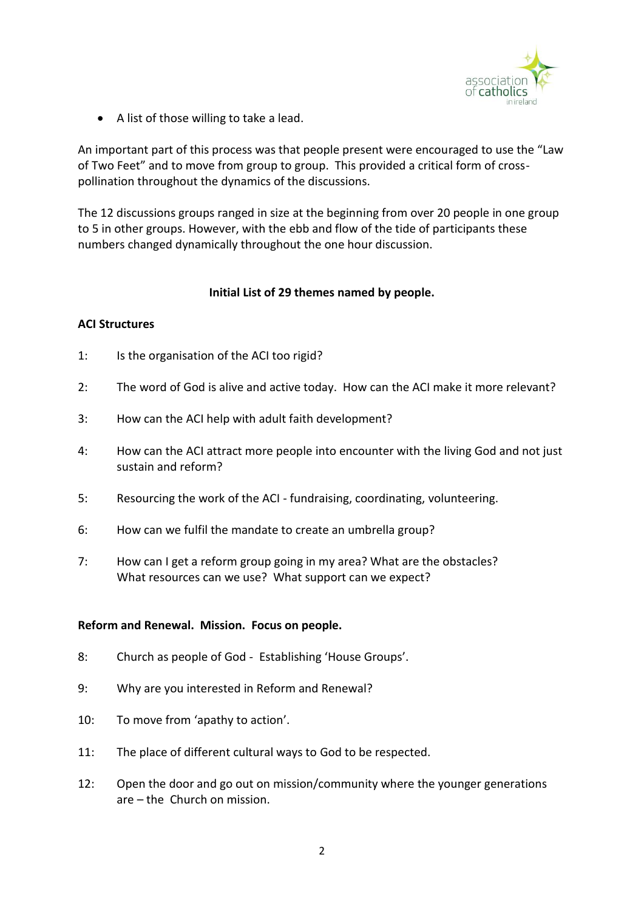- A list of those willing to take a lead.

An important part of this process was that people present were encouraged to use the "Law of Two Feet" and to move from group to group. This provided a critical form of cross-pollination throughout the dynamics of the discussions.

The 12 discussions groups ranged in size at the beginning from over 20 people in one group to 5 in other groups. However, with the ebb and flow of the tide of participants these numbers changed dynamically throughout the one hour discussion.

**Initial List of 29 themes named by people.**

**ACI Structures**

1: Is the organisation of the ACI too rigid?

2: The word of God is alive and active today. How can the ACI make it more relevant?

3: How can the ACI help with adult faith development?

4: How can the ACI attract more people into encounter with the living God and not just sustain and reform?

5: Resourcing the work of the ACI - fundraising, coordinating, volunteering.

6: How can we fulfil the mandate to create an umbrella group?

7: How can I get a reform group going in my area? What are the obstacles? What resources can we use? What support can we expect?

**Reform and Renewal. Mission. Focus on people.**

8: Church as people of God - Establishing 'House Groups'.

9: Why are you interested in Reform and Renewal?

10: To move from 'apathy to action'.

11: The place of different cultural ways to God to be respected.

12: Open the door and go out on mission/community where the younger generations are – the Church on mission.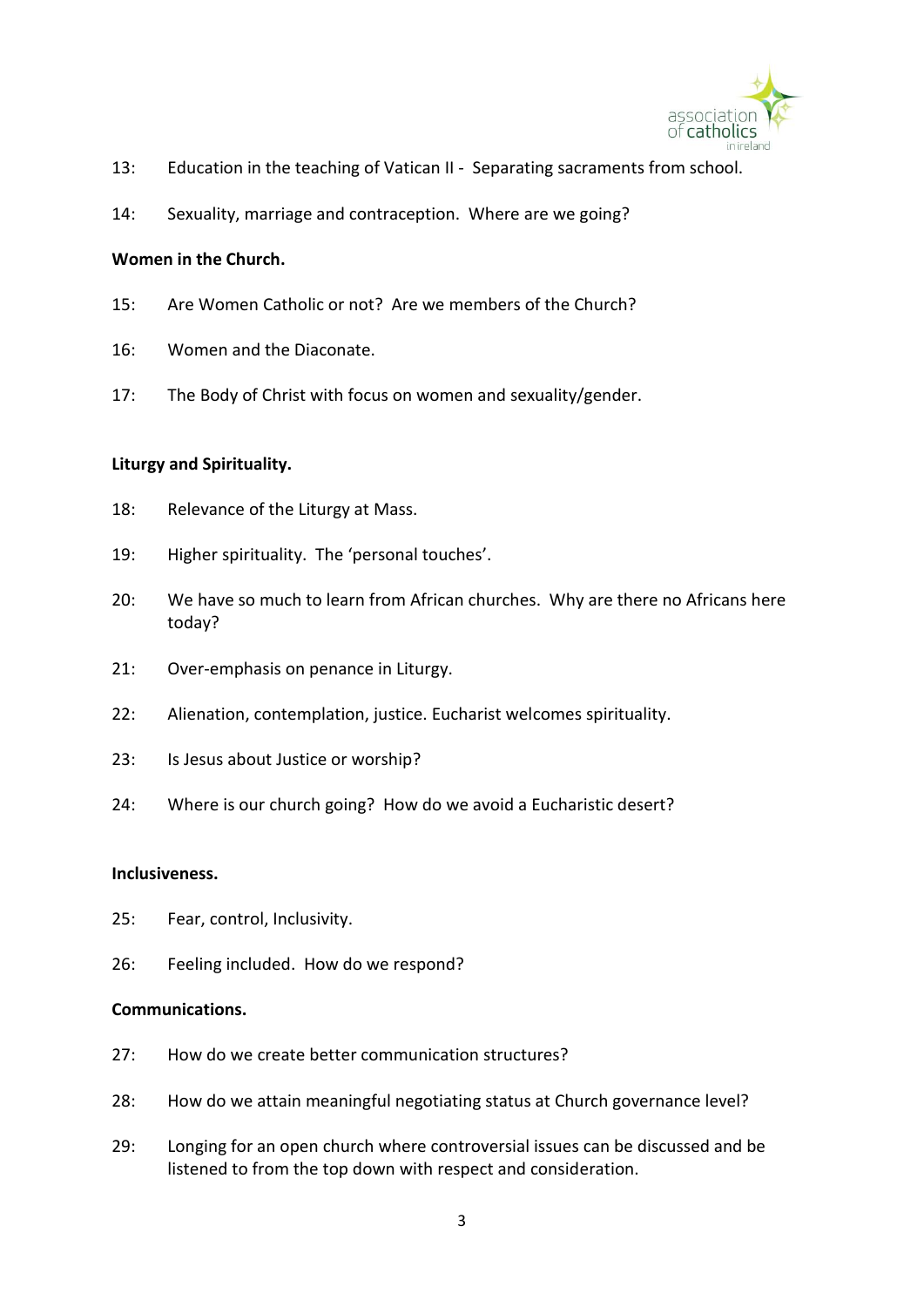13: Education in the teaching of Vatican II - Separating sacraments from school.

14: Sexuality, marriage and contraception. Where are we going?

**Women in the Church.**

15: Are Women Catholic or not? Are we members of the Church?

16: Women and the Diaconate.

17: The Body of Christ with focus on women and sexuality/gender.

**Liturgy and Spirituality.**

18: Relevance of the Liturgy at Mass.

19: Higher spirituality. The 'personal touches'.

20: We have so much to learn from African churches. Why are there no Africans here today?

21: Over-emphasis on penance in Liturgy.

22: Alienation, contemplation, justice. Eucharist welcomes spirituality.

23: Is Jesus about Justice or worship?

24: Where is our church going? How do we avoid a Eucharistic desert?

**Inclusiveness.**

25: Fear, control, Inclusivity.

26: Feeling included. How do we respond?

**Communications.**

27: How do we create better communication structures?

28: How do we attain meaningful negotiating status at Church governance level?

29: Longing for an open church where controversial issues can be discussed and be listened to from the top down with respect and consideration.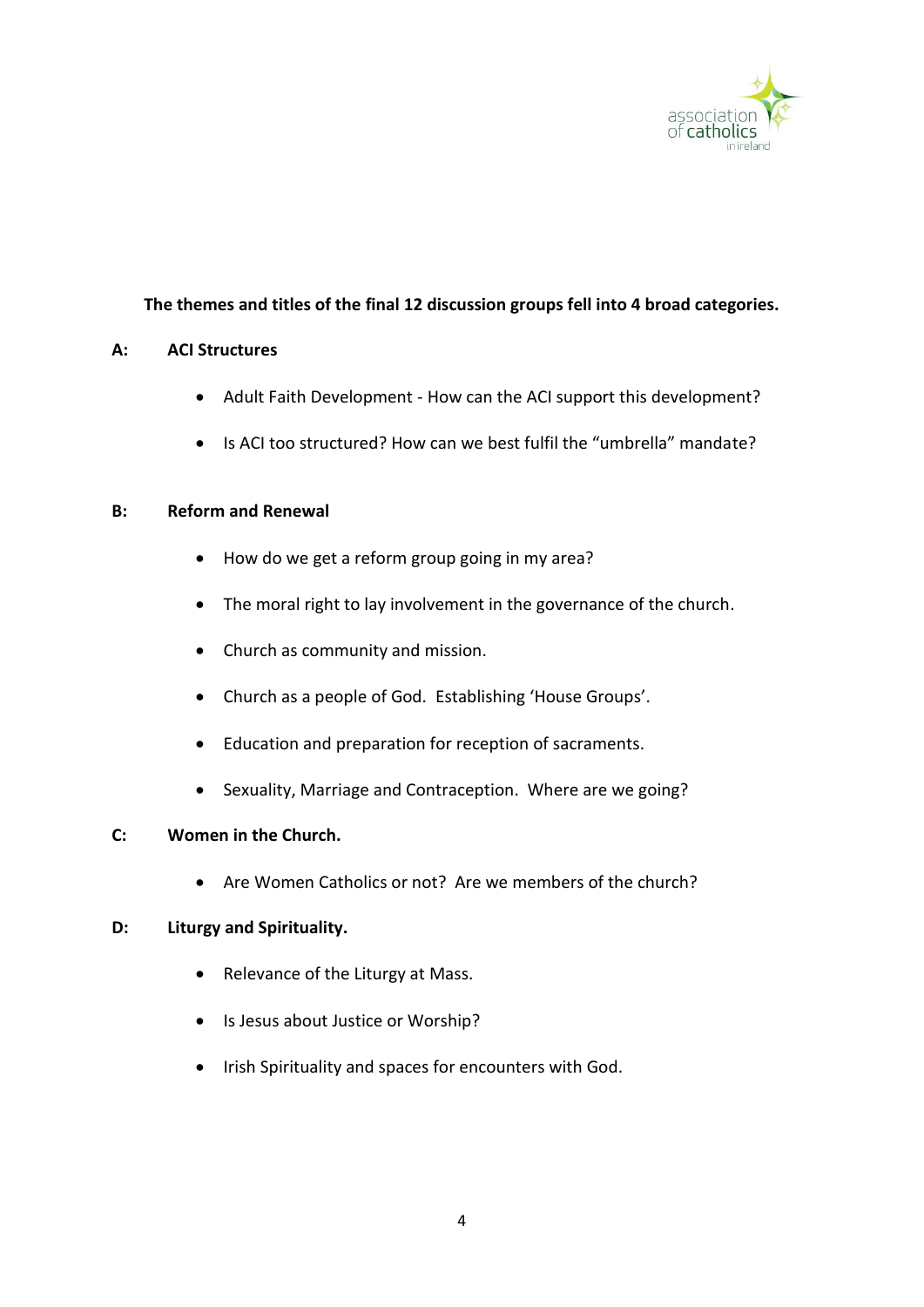**The themes and titles of the final 12 discussion groups fell into 4 broad categories.**

**A: ACI Structures**

- Adult Faith Development - How can the ACI support this development?
- Is ACI too structured? How can we best fulfil the "umbrella" mandate?

**B: Reform and Renewal**

- How do we get a reform group going in my area?
- The moral right to lay involvement in the governance of the church.
- Church as community and mission.
- Church as a people of God. Establishing 'House Groups'.
- Education and preparation for reception of sacraments.
- Sexuality, Marriage and Contraception. Where are we going?

**C: Women in the Church.**

- Are Women Catholics or not? Are we members of the church?

**D: Liturgy and Spirituality.**

- Relevance of the Liturgy at Mass.
- Is Jesus about Justice or Worship?
- Irish Spirituality and spaces for encounters with God.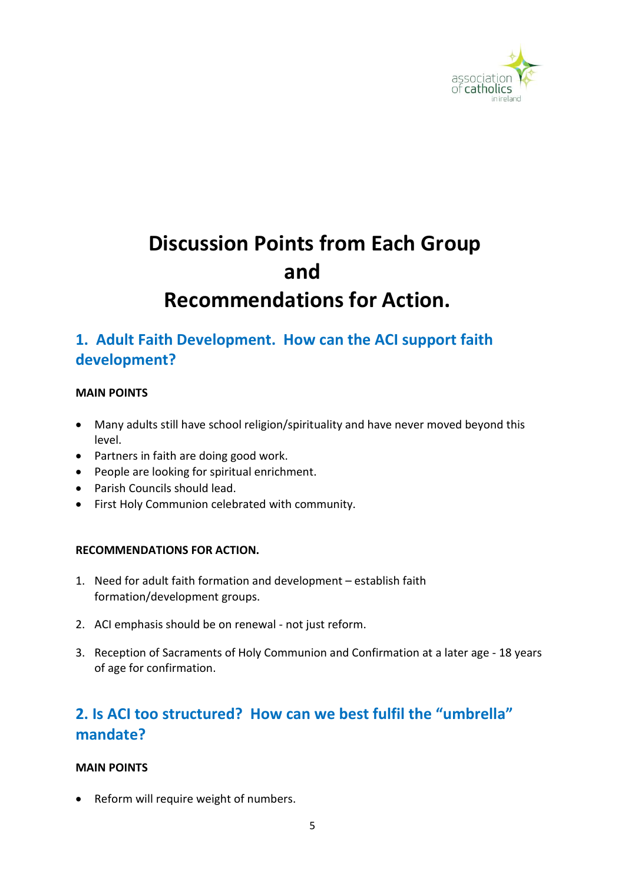# Discussion Points from Each Group and Recommendations for Action.

## 1. Adult Faith Development. How can the ACI support faith development?

**MAIN POINTS**

- Many adults still have school religion/spirituality and have never moved beyond this level.
- Partners in faith are doing good work.
- People are looking for spiritual enrichment.
- Parish Councils should lead.
- First Holy Communion celebrated with community.

**RECOMMENDATIONS FOR ACTION.**

1. Need for adult faith formation and development – establish faith formation/development groups.
2. ACI emphasis should be on renewal - not just reform.
3. Reception of Sacraments of Holy Communion and Confirmation at a later age - 18 years of age for confirmation.

## 2. Is ACI too structured? How can we best fulfil the "umbrella" mandate?

**MAIN POINTS**

- Reform will require weight of numbers.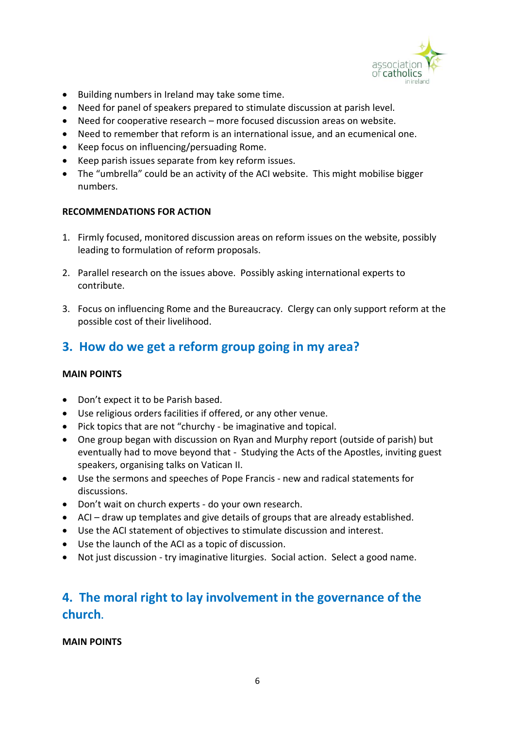- Building numbers in Ireland may take some time.
- Need for panel of speakers prepared to stimulate discussion at parish level.
- Need for cooperative research – more focused discussion areas on website.
- Need to remember that reform is an international issue, and an ecumenical one.
- Keep focus on influencing/persuading Rome.
- Keep parish issues separate from key reform issues.
- The "umbrella" could be an activity of the ACI website. This might mobilise bigger numbers.

**RECOMMENDATIONS FOR ACTION**

1. Firmly focused, monitored discussion areas on reform issues on the website, possibly leading to formulation of reform proposals.

2. Parallel research on the issues above. Possibly asking international experts to contribute.

3. Focus on influencing Rome and the Bureaucracy. Clergy can only support reform at the possible cost of their livelihood.

## 3. How do we get a reform group going in my area?

**MAIN POINTS**

- Don't expect it to be Parish based.
- Use religious orders facilities if offered, or any other venue.
- Pick topics that are not "churchy - be imaginative and topical.
- One group began with discussion on Ryan and Murphy report (outside of parish) but eventually had to move beyond that - Studying the Acts of the Apostles, inviting guest speakers, organising talks on Vatican II.
- Use the sermons and speeches of Pope Francis - new and radical statements for discussions.
- Don't wait on church experts - do your own research.
- ACI – draw up templates and give details of groups that are already established.
- Use the ACI statement of objectives to stimulate discussion and interest.
- Use the launch of the ACI as a topic of discussion.
- Not just discussion - try imaginative liturgies. Social action. Select a good name.

## 4. The moral right to lay involvement in the governance of the church.

**MAIN POINTS**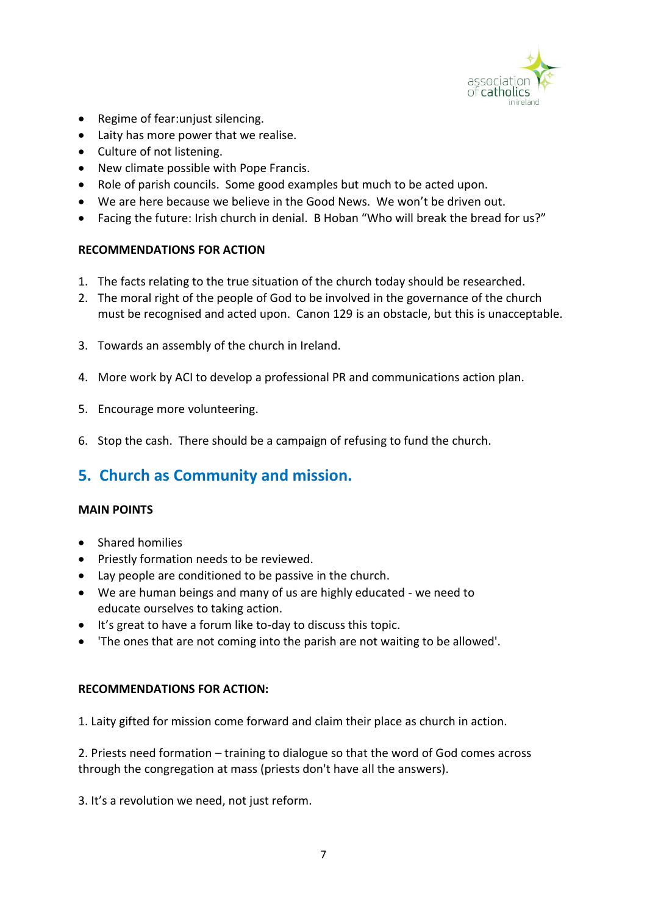- Regime of fear:unjust silencing.
- Laity has more power that we realise.
- Culture of not listening.
- New climate possible with Pope Francis.
- Role of parish councils. Some good examples but much to be acted upon.
- We are here because we believe in the Good News. We won't be driven out.
- Facing the future: Irish church in denial. B Hoban "Who will break the bread for us?"

**RECOMMENDATIONS FOR ACTION**

1. The facts relating to the true situation of the church today should be researched.
2. The moral right of the people of God to be involved in the governance of the church must be recognised and acted upon. Canon 129 is an obstacle, but this is unacceptable.
3. Towards an assembly of the church in Ireland.
4. More work by ACI to develop a professional PR and communications action plan.
5. Encourage more volunteering.
6. Stop the cash. There should be a campaign of refusing to fund the church.

## 5. Church as Community and mission.

**MAIN POINTS**

- Shared homilies
- Priestly formation needs to be reviewed.
- Lay people are conditioned to be passive in the church.
- We are human beings and many of us are highly educated - we need to educate ourselves to taking action.
- It's great to have a forum like to-day to discuss this topic.
- 'The ones that are not coming into the parish are not waiting to be allowed'.

**RECOMMENDATIONS FOR ACTION:**

1. Laity gifted for mission come forward and claim their place as church in action.

2. Priests need formation – training to dialogue so that the word of God comes across through the congregation at mass (priests don't have all the answers).

3. It's a revolution we need, not just reform.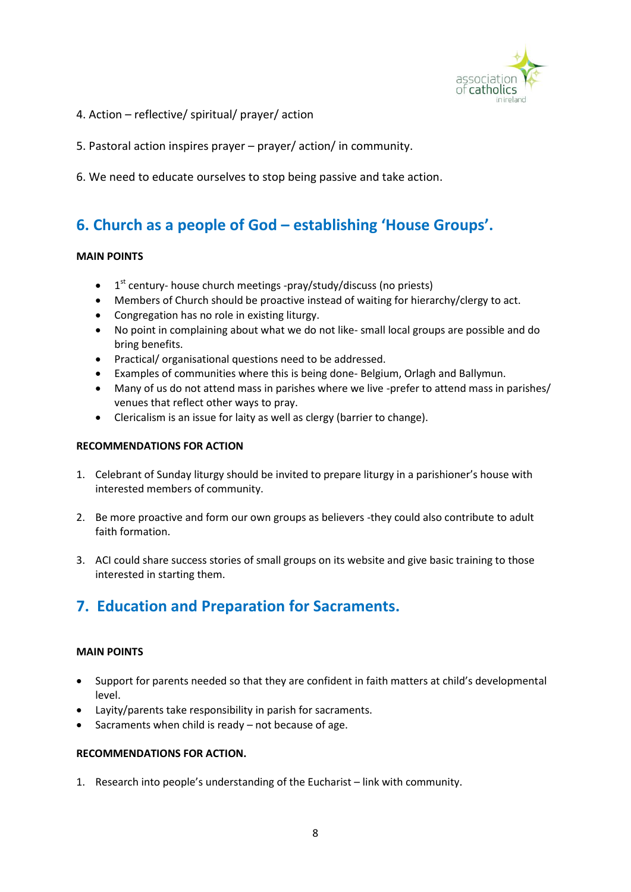4. Action – reflective/ spiritual/ prayer/ action

5. Pastoral action inspires prayer – prayer/ action/ in community.

6. We need to educate ourselves to stop being passive and take action.

## 6. Church as a people of God – establishing 'House Groups'.

**MAIN POINTS**

- 1st century- house church meetings -pray/study/discuss (no priests)
- Members of Church should be proactive instead of waiting for hierarchy/clergy to act.
- Congregation has no role in existing liturgy.
- No point in complaining about what we do not like- small local groups are possible and do bring benefits.
- Practical/ organisational questions need to be addressed.
- Examples of communities where this is being done- Belgium, Orlagh and Ballymun.
- Many of us do not attend mass in parishes where we live -prefer to attend mass in parishes/ venues that reflect other ways to pray.
- Clericalism is an issue for laity as well as clergy (barrier to change).

**RECOMMENDATIONS FOR ACTION**

1. Celebrant of Sunday liturgy should be invited to prepare liturgy in a parishioner's house with interested members of community.

2. Be more proactive and form our own groups as believers -they could also contribute to adult faith formation.

3. ACI could share success stories of small groups on its website and give basic training to those interested in starting them.

## 7. Education and Preparation for Sacraments.

**MAIN POINTS**

- Support for parents needed so that they are confident in faith matters at child's developmental level.
- Layity/parents take responsibility in parish for sacraments.
- Sacraments when child is ready – not because of age.

**RECOMMENDATIONS FOR ACTION.**

1. Research into people's understanding of the Eucharist – link with community.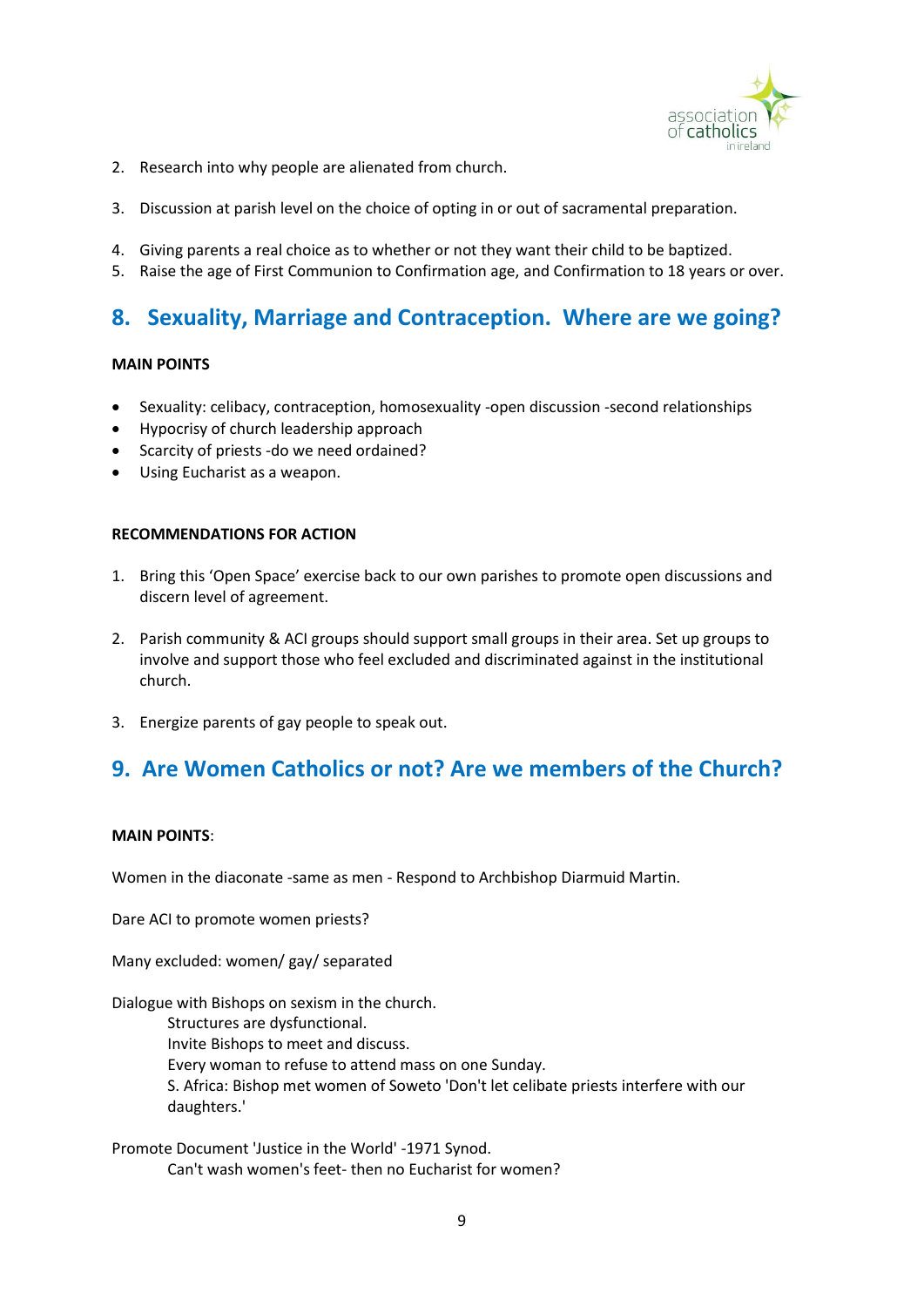2. Research into why people are alienated from church.

3. Discussion at parish level on the choice of opting in or out of sacramental preparation.

4. Giving parents a real choice as to whether or not they want their child to be baptized.
5. Raise the age of First Communion to Confirmation age, and Confirmation to 18 years or over.

## 8. Sexuality, Marriage and Contraception. Where are we going?

**MAIN POINTS**

- Sexuality: celibacy, contraception, homosexuality -open discussion -second relationships
- Hypocrisy of church leadership approach
- Scarcity of priests -do we need ordained?
- Using Eucharist as a weapon.

**RECOMMENDATIONS FOR ACTION**

1. Bring this 'Open Space' exercise back to our own parishes to promote open discussions and discern level of agreement.

2. Parish community & ACI groups should support small groups in their area. Set up groups to involve and support those who feel excluded and discriminated against in the institutional church.

3. Energize parents of gay people to speak out.

## 9. Are Women Catholics or not? Are we members of the Church?

**MAIN POINTS**:

Women in the diaconate -same as men - Respond to Archbishop Diarmuid Martin.

Dare ACI to promote women priests?

Many excluded: women/ gay/ separated

Dialogue with Bishops on sexism in the church.
Structures are dysfunctional.
Invite Bishops to meet and discuss.
Every woman to refuse to attend mass on one Sunday.
S. Africa: Bishop met women of Soweto 'Don't let celibate priests interfere with our daughters.'

Promote Document 'Justice in the World' -1971 Synod.
Can't wash women's feet- then no Eucharist for women?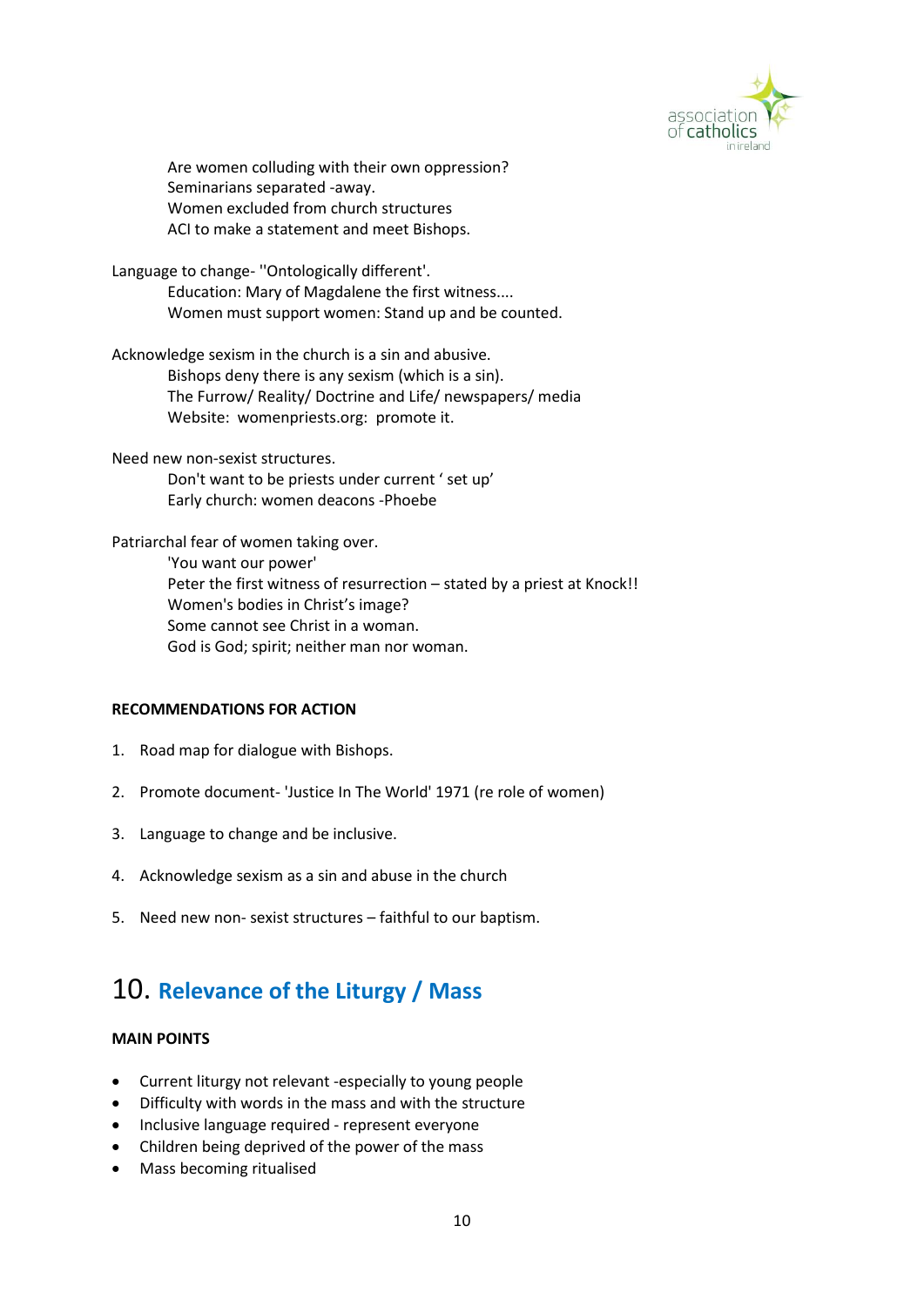Are women colluding with their own oppression?
Seminarians separated -away.
Women excluded from church structures
ACI to make a statement and meet Bishops.

Language to change- ''Ontologically different'.
Education: Mary of Magdalene the first witness....
Women must support women: Stand up and be counted.

Acknowledge sexism in the church is a sin and abusive.
Bishops deny there is any sexism (which is a sin).
The Furrow/ Reality/ Doctrine and Life/ newspapers/ media
Website: womenpriests.org: promote it.

Need new non-sexist structures.
Don't want to be priests under current ' set up'
Early church: women deacons -Phoebe

Patriarchal fear of women taking over.
'You want our power'
Peter the first witness of resurrection – stated by a priest at Knock!!
Women's bodies in Christ's image?
Some cannot see Christ in a woman.
God is God; spirit; neither man nor woman.

**RECOMMENDATIONS FOR ACTION**

1. Road map for dialogue with Bishops.
2. Promote document- 'Justice In The World' 1971 (re role of women)
3. Language to change and be inclusive.
4. Acknowledge sexism as a sin and abuse in the church
5. Need new non- sexist structures – faithful to our baptism.

## 10. Relevance of the Liturgy / Mass

**MAIN POINTS**

- Current liturgy not relevant -especially to young people
- Difficulty with words in the mass and with the structure
- Inclusive language required - represent everyone
- Children being deprived of the power of the mass
- Mass becoming ritualised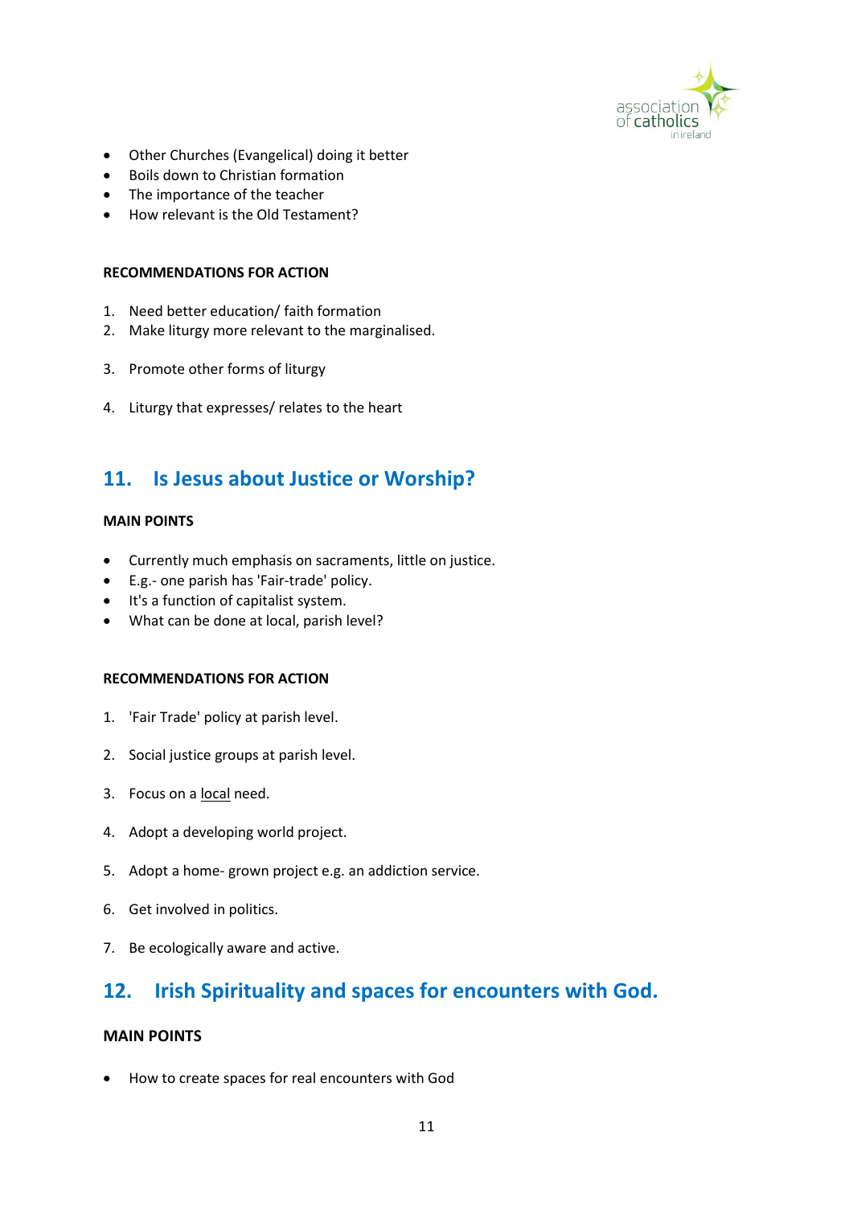- Other Churches (Evangelical) doing it better
- Boils down to Christian formation
- The importance of the teacher
- How relevant is the Old Testament?

**RECOMMENDATIONS FOR ACTION**

1. Need better education/ faith formation
2. Make liturgy more relevant to the marginalised.
3. Promote other forms of liturgy
4. Liturgy that expresses/ relates to the heart

## 11. Is Jesus about Justice or Worship?

**MAIN POINTS**

- Currently much emphasis on sacraments, little on justice.
- E.g.- one parish has 'Fair-trade' policy.
- It's a function of capitalist system.
- What can be done at local, parish level?

**RECOMMENDATIONS FOR ACTION**

1. 'Fair Trade' policy at parish level.
2. Social justice groups at parish level.
3. Focus on a <u>local</u> need.
4. Adopt a developing world project.
5. Adopt a home- grown project e.g. an addiction service.
6. Get involved in politics.
7. Be ecologically aware and active.

## 12. Irish Spirituality and spaces for encounters with God.

**MAIN POINTS**

- How to create spaces for real encounters with God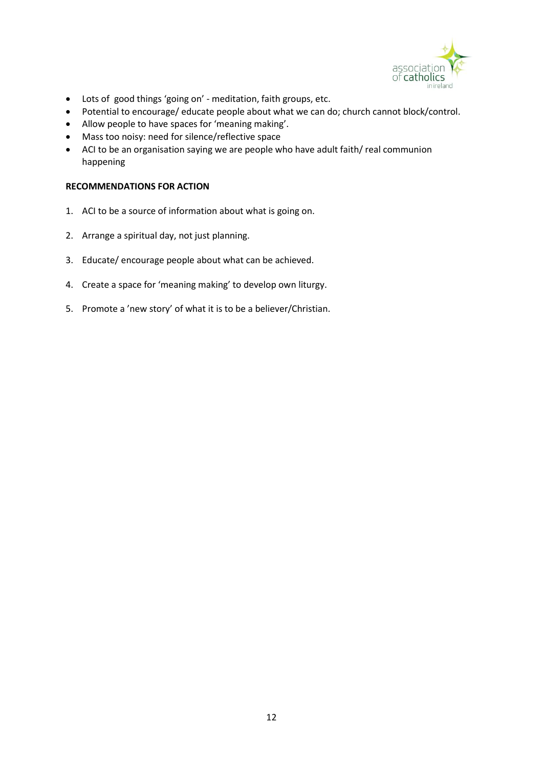- Lots of good things 'going on' - meditation, faith groups, etc.
- Potential to encourage/ educate people about what we can do; church cannot block/control.
- Allow people to have spaces for 'meaning making'.
- Mass too noisy: need for silence/reflective space
- ACI to be an organisation saying we are people who have adult faith/ real communion happening

**RECOMMENDATIONS FOR ACTION**

1. ACI to be a source of information about what is going on.
2. Arrange a spiritual day, not just planning.
3. Educate/ encourage people about what can be achieved.
4. Create a space for 'meaning making' to develop own liturgy.
5. Promote a 'new story' of what it is to be a believer/Christian.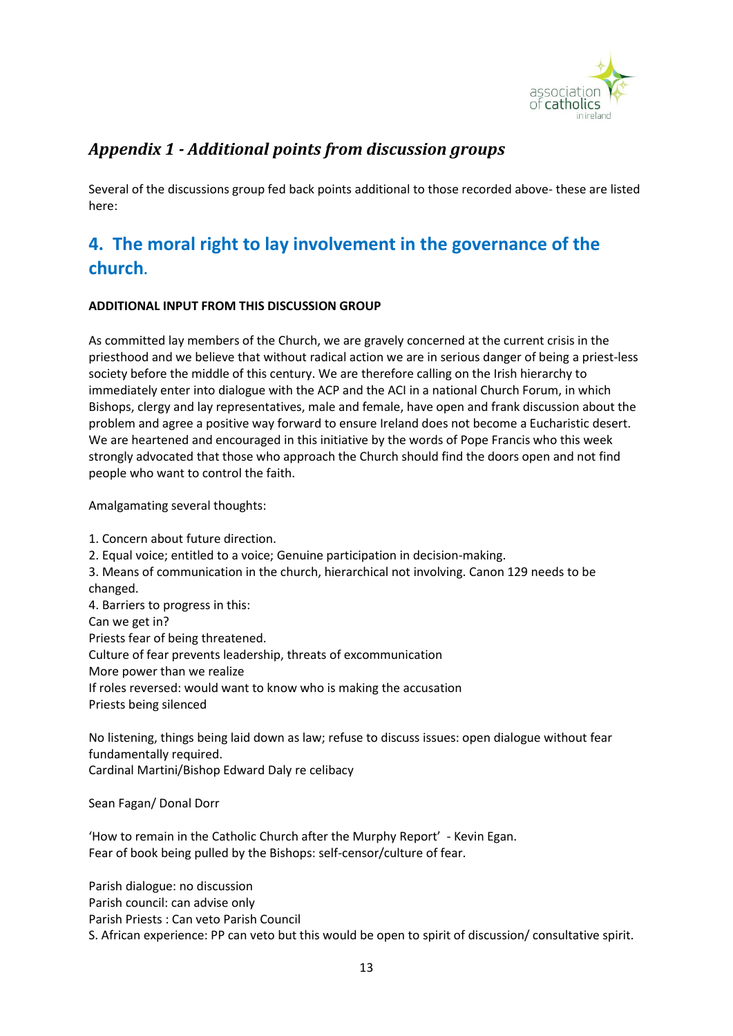# *Appendix 1 - Additional points from discussion groups*

Several of the discussions group fed back points additional to those recorded above- these are listed here:

## 4. The moral right to lay involvement in the governance of the church.

**ADDITIONAL INPUT FROM THIS DISCUSSION GROUP**

As committed lay members of the Church, we are gravely concerned at the current crisis in the priesthood and we believe that without radical action we are in serious danger of being a priest-less society before the middle of this century. We are therefore calling on the Irish hierarchy to immediately enter into dialogue with the ACP and the ACI in a national Church Forum, in which Bishops, clergy and lay representatives, male and female, have open and frank discussion about the problem and agree a positive way forward to ensure Ireland does not become a Eucharistic desert. We are heartened and encouraged in this initiative by the words of Pope Francis who this week strongly advocated that those who approach the Church should find the doors open and not find people who want to control the faith.

Amalgamating several thoughts:

1. Concern about future direction.
2. Equal voice; entitled to a voice; Genuine participation in decision-making.
3. Means of communication in the church, hierarchical not involving. Canon 129 needs to be changed.
4. Barriers to progress in this:

Can we get in?
Priests fear of being threatened.
Culture of fear prevents leadership, threats of excommunication
More power than we realize
If roles reversed: would want to know who is making the accusation
Priests being silenced

No listening, things being laid down as law; refuse to discuss issues: open dialogue without fear fundamentally required.
Cardinal Martini/Bishop Edward Daly re celibacy

Sean Fagan/ Donal Dorr

'How to remain in the Catholic Church after the Murphy Report' - Kevin Egan.
Fear of book being pulled by the Bishops: self-censor/culture of fear.

Parish dialogue: no discussion
Parish council: can advise only
Parish Priests : Can veto Parish Council
S. African experience: PP can veto but this would be open to spirit of discussion/ consultative spirit.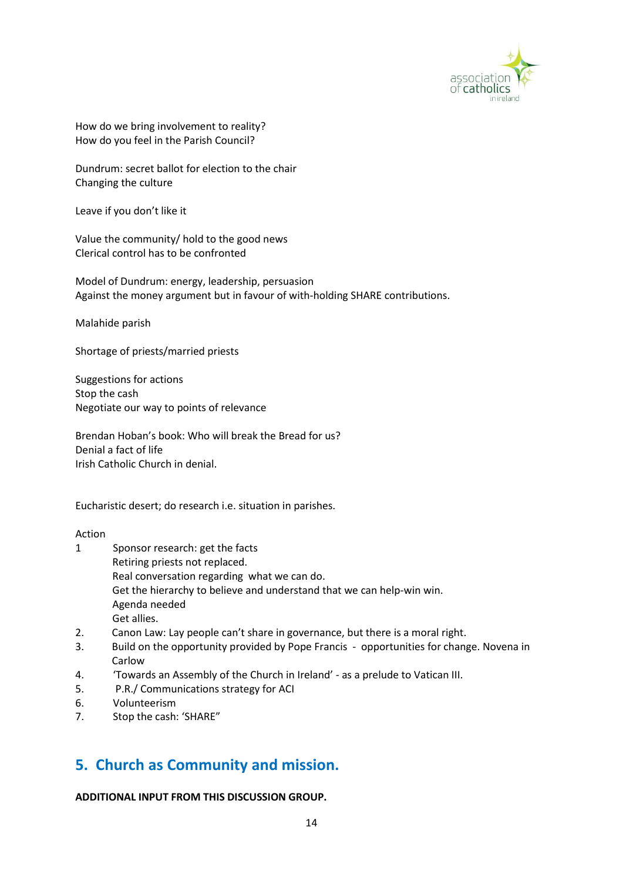How do we bring involvement to reality?
How do you feel in the Parish Council?

Dundrum: secret ballot for election to the chair
Changing the culture

Leave if you don't like it

Value the community/ hold to the good news
Clerical control has to be confronted

Model of Dundrum: energy, leadership, persuasion
Against the money argument but in favour of with-holding SHARE contributions.

Malahide parish

Shortage of priests/married priests

Suggestions for actions
Stop the cash
Negotiate our way to points of relevance

Brendan Hoban's book: Who will break the Bread for us?
Denial a fact of life
Irish Catholic Church in denial.

Eucharistic desert; do research i.e. situation in parishes.

Action

1. Sponsor research: get the facts
   Retiring priests not replaced.
   Real conversation regarding what we can do.
   Get the hierarchy to believe and understand that we can help-win win.
   Agenda needed
   Get allies.
2. Canon Law: Lay people can't share in governance, but there is a moral right.
3. Build on the opportunity provided by Pope Francis - opportunities for change. Novena in Carlow
4. 'Towards an Assembly of the Church in Ireland' - as a prelude to Vatican III.
5. P.R./ Communications strategy for ACI
6. Volunteerism
7. Stop the cash: 'SHARE"

## 5. Church as Community and mission.

**ADDITIONAL INPUT FROM THIS DISCUSSION GROUP.**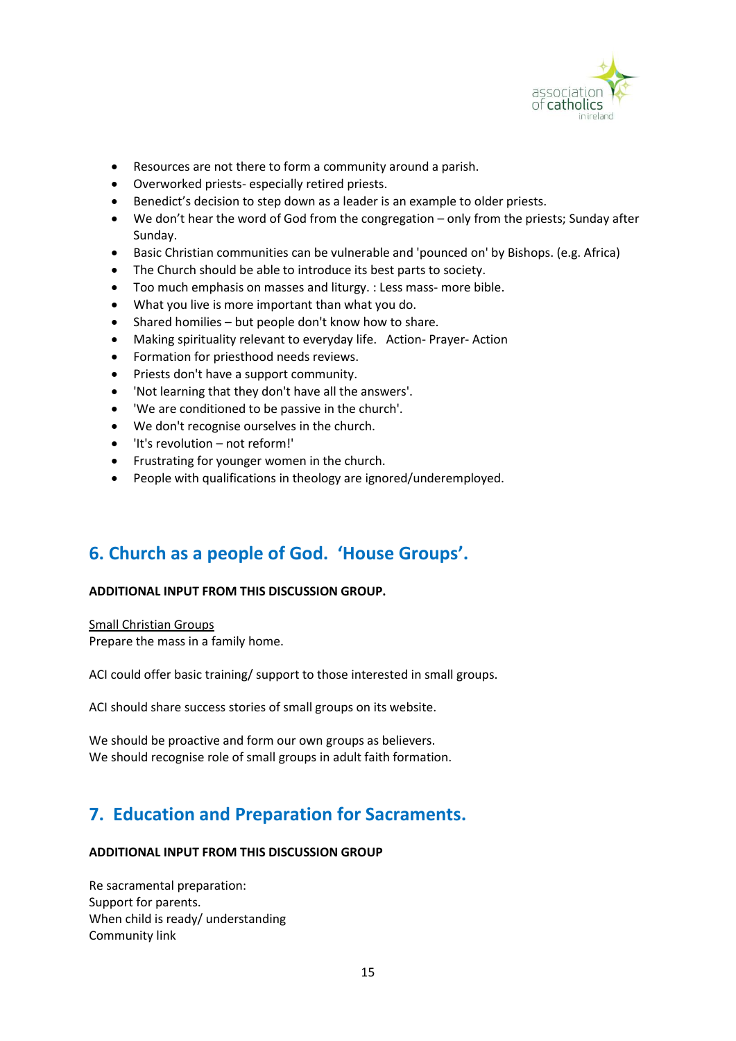- Resources are not there to form a community around a parish.
- Overworked priests- especially retired priests.
- Benedict's decision to step down as a leader is an example to older priests.
- We don't hear the word of God from the congregation – only from the priests; Sunday after Sunday.
- Basic Christian communities can be vulnerable and 'pounced on' by Bishops. (e.g. Africa)
- The Church should be able to introduce its best parts to society.
- Too much emphasis on masses and liturgy. : Less mass- more bible.
- What you live is more important than what you do.
- Shared homilies – but people don't know how to share.
- Making spirituality relevant to everyday life. Action- Prayer- Action
- Formation for priesthood needs reviews.
- Priests don't have a support community.
- 'Not learning that they don't have all the answers'.
- 'We are conditioned to be passive in the church'.
- We don't recognise ourselves in the church.
- 'It's revolution – not reform!'
- Frustrating for younger women in the church.
- People with qualifications in theology are ignored/underemployed.

## 6. Church as a people of God. 'House Groups'.

**ADDITIONAL INPUT FROM THIS DISCUSSION GROUP.**

<u>Small Christian Groups</u>
Prepare the mass in a family home.

ACI could offer basic training/ support to those interested in small groups.

ACI should share success stories of small groups on its website.

We should be proactive and form our own groups as believers.
We should recognise role of small groups in adult faith formation.

## 7. Education and Preparation for Sacraments.

**ADDITIONAL INPUT FROM THIS DISCUSSION GROUP**

Re sacramental preparation:
Support for parents.
When child is ready/ understanding
Community link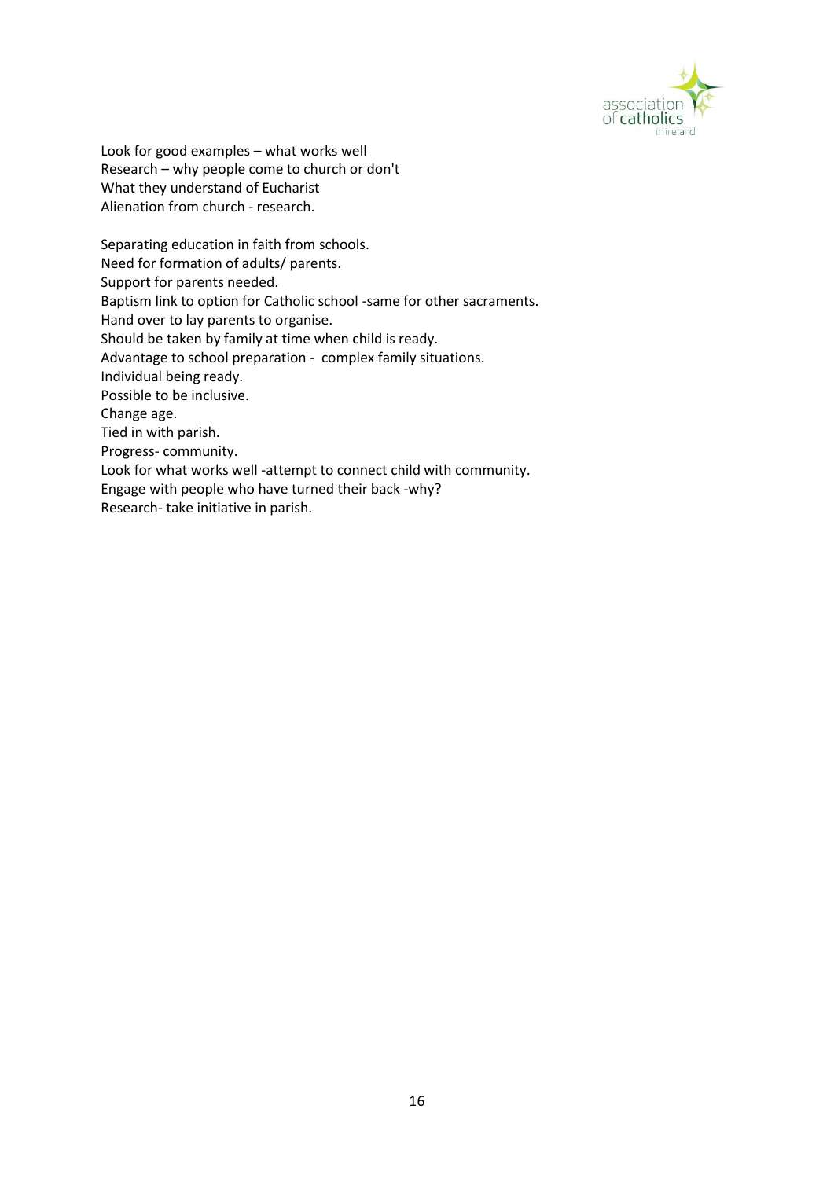Look for good examples – what works well
Research – why people come to church or don't
What they understand of Eucharist
Alienation from church - research.

Separating education in faith from schools.
Need for formation of adults/ parents.
Support for parents needed.
Baptism link to option for Catholic school -same for other sacraments.
Hand over to lay parents to organise.
Should be taken by family at time when child is ready.
Advantage to school preparation - complex family situations.
Individual being ready.
Possible to be inclusive.
Change age.
Tied in with parish.
Progress- community.
Look for what works well -attempt to connect child with community.
Engage with people who have turned their back -why?
Research- take initiative in parish.